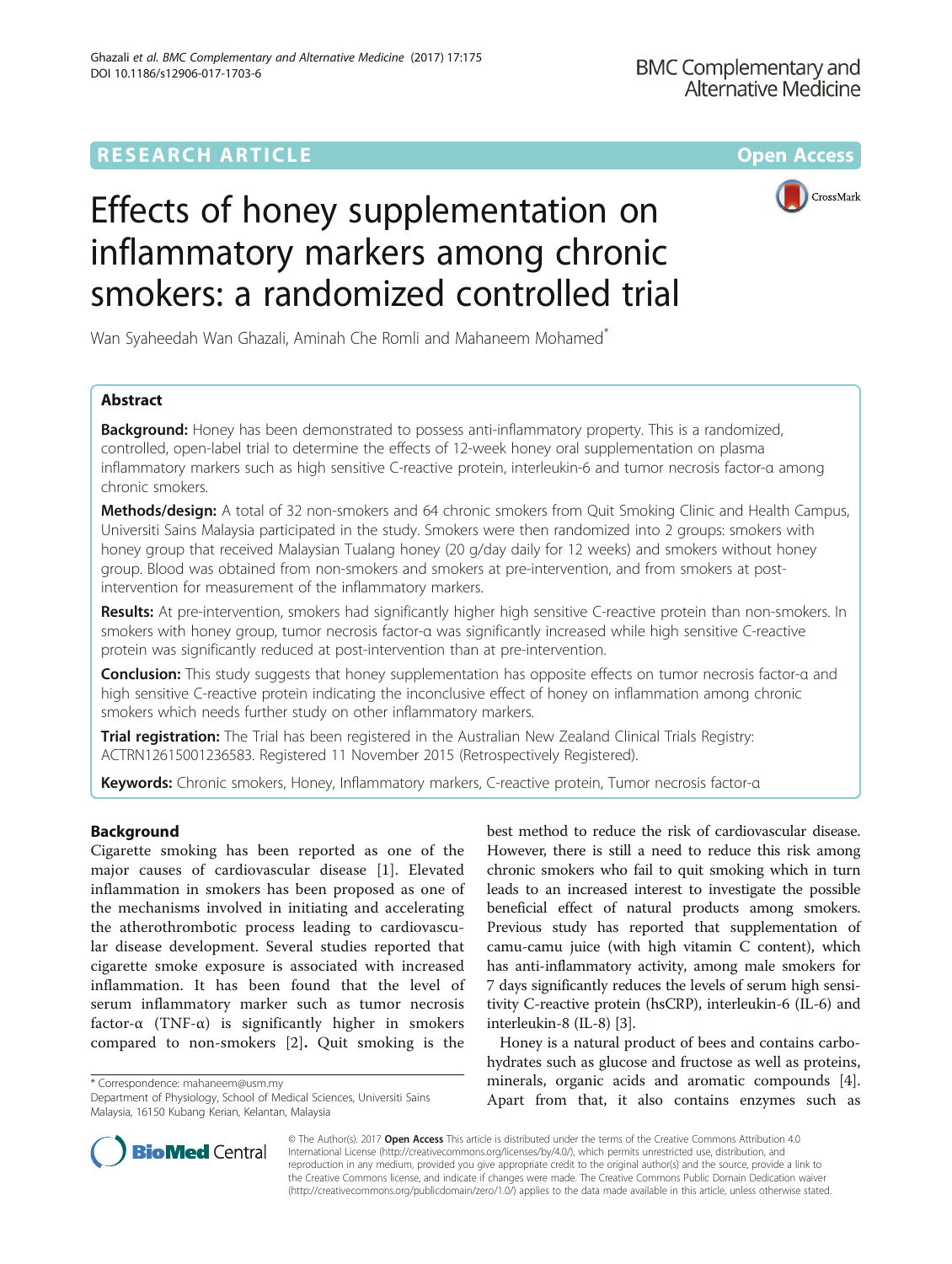RESEARCH ARTICLE

Open Access

# Effects of honey supplementation on inflammatory markers among chronic smokers: a randomized controlled trial

Wan Syaheedah Wan Ghazali, Aminah Che Romli and Mahaneem Mohamed*

## Abstract

**Background:** Honey has been demonstrated to possess anti-inflammatory property. This is a randomized, controlled, open-label trial to determine the effects of 12-week honey oral supplementation on plasma inflammatory markers such as high sensitive C-reactive protein, interleukin-6 and tumor necrosis factor-α among chronic smokers.

**Methods/design:** A total of 32 non-smokers and 64 chronic smokers from Quit Smoking Clinic and Health Campus, Universiti Sains Malaysia participated in the study. Smokers were then randomized into 2 groups: smokers with honey group that received Malaysian Tualang honey (20 g/day daily for 12 weeks) and smokers without honey group. Blood was obtained from non-smokers and smokers at pre-intervention, and from smokers at post-intervention for measurement of the inflammatory markers.

**Results:** At pre-intervention, smokers had significantly higher high sensitive C-reactive protein than non-smokers. In smokers with honey group, tumor necrosis factor-α was significantly increased while high sensitive C-reactive protein was significantly reduced at post-intervention than at pre-intervention.

**Conclusion:** This study suggests that honey supplementation has opposite effects on tumor necrosis factor-α and high sensitive C-reactive protein indicating the inconclusive effect of honey on inflammation among chronic smokers which needs further study on other inflammatory markers.

**Trial registration:** The Trial has been registered in the Australian New Zealand Clinical Trials Registry: ACTRN12615001236583. Registered 11 November 2015 (Retrospectively Registered).

**Keywords:** Chronic smokers, Honey, Inflammatory markers, C-reactive protein, Tumor necrosis factor-α

## Background

Cigarette smoking has been reported as one of the major causes of cardiovascular disease [1]. Elevated inflammation in smokers has been proposed as one of the mechanisms involved in initiating and accelerating the atherothrombotic process leading to cardiovascular disease development. Several studies reported that cigarette smoke exposure is associated with increased inflammation. It has been found that the level of serum inflammatory marker such as tumor necrosis factor-α (TNF-α) is significantly higher in smokers compared to non-smokers [2]. Quit smoking is the best method to reduce the risk of cardiovascular disease. However, there is still a need to reduce this risk among chronic smokers who fail to quit smoking which in turn leads to an increased interest to investigate the possible beneficial effect of natural products among smokers. Previous study has reported that supplementation of camu-camu juice (with high vitamin C content), which has anti-inflammatory activity, among male smokers for 7 days significantly reduces the levels of serum high sensitivity C-reactive protein (hsCRP), interleukin-6 (IL-6) and interleukin-8 (IL-8) [3].

Honey is a natural product of bees and contains carbohydrates such as glucose and fructose as well as proteins, minerals, organic acids and aromatic compounds [4]. Apart from that, it also contains enzymes such as

\* Correspondence: mahaneem@usm.my
Department of Physiology, School of Medical Sciences, Universiti Sains Malaysia, 16150 Kubang Kerian, Kelantan, Malaysia

© The Author(s). 2017 **Open Access** This article is distributed under the terms of the Creative Commons Attribution 4.0 International License (http://creativecommons.org/licenses/by/4.0/), which permits unrestricted use, distribution, and reproduction in any medium, provided you give appropriate credit to the original author(s) and the source, provide a link to the Creative Commons license, and indicate if changes were made. The Creative Commons Public Domain Dedication waiver (http://creativecommons.org/publicdomain/zero/1.0/) applies to the data made available in this article, unless otherwise stated.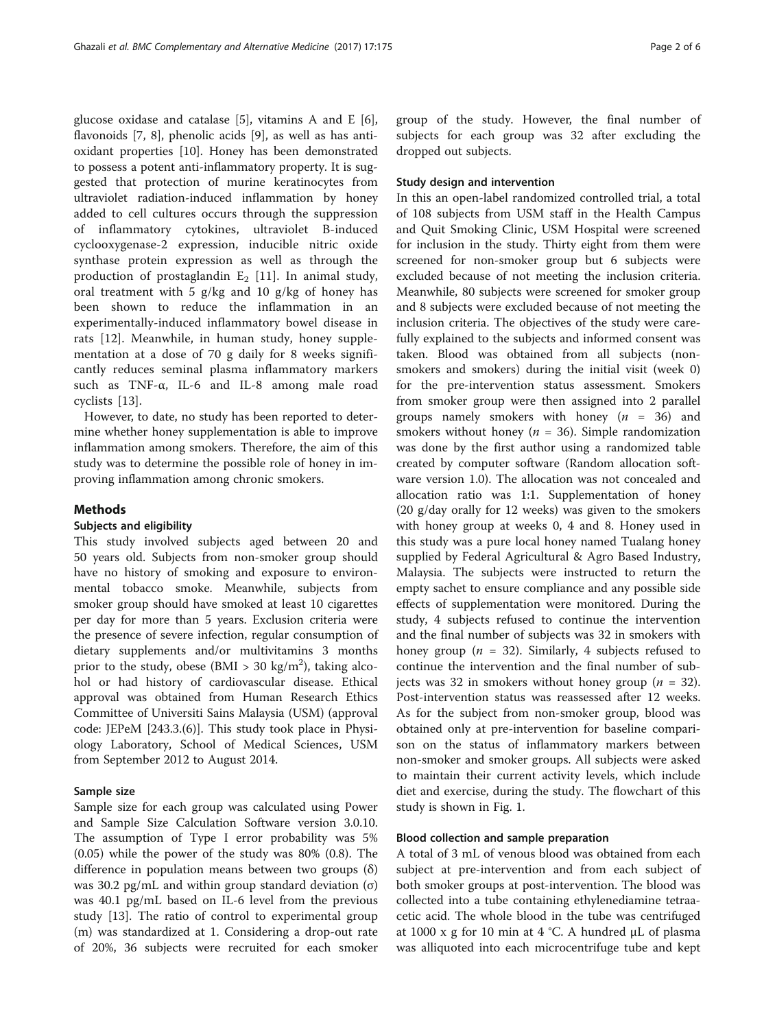glucose oxidase and catalase [5], vitamins A and E [6], flavonoids [7, 8], phenolic acids [9], as well as has antioxidant properties [10]. Honey has been demonstrated to possess a potent anti-inflammatory property. It is suggested that protection of murine keratinocytes from ultraviolet radiation-induced inflammation by honey added to cell cultures occurs through the suppression of inflammatory cytokines, ultraviolet B-induced cyclooxygenase-2 expression, inducible nitric oxide synthase protein expression as well as through the production of prostaglandin $E_2$ [11]. In animal study, oral treatment with 5 g/kg and 10 g/kg of honey has been shown to reduce the inflammation in an experimentally-induced inflammatory bowel disease in rats [12]. Meanwhile, in human study, honey supplementation at a dose of 70 g daily for 8 weeks significantly reduces seminal plasma inflammatory markers such as TNF-α, IL-6 and IL-8 among male road cyclists [13].

However, to date, no study has been reported to determine whether honey supplementation is able to improve inflammation among smokers. Therefore, the aim of this study was to determine the possible role of honey in improving inflammation among chronic smokers.

## Methods

### Subjects and eligibility

This study involved subjects aged between 20 and 50 years old. Subjects from non-smoker group should have no history of smoking and exposure to environmental tobacco smoke. Meanwhile, subjects from smoker group should have smoked at least 10 cigarettes per day for more than 5 years. Exclusion criteria were the presence of severe infection, regular consumption of dietary supplements and/or multivitamins 3 months prior to the study, obese (BMI > 30 kg/m$^2$), taking alcohol or had history of cardiovascular disease. Ethical approval was obtained from Human Research Ethics Committee of Universiti Sains Malaysia (USM) (approval code: JEPeM [243.3.(6)]. This study took place in Physiology Laboratory, School of Medical Sciences, USM from September 2012 to August 2014.

### Sample size

Sample size for each group was calculated using Power and Sample Size Calculation Software version 3.0.10. The assumption of Type I error probability was 5% (0.05) while the power of the study was 80% (0.8). The difference in population means between two groups (δ) was 30.2 pg/mL and within group standard deviation (σ) was 40.1 pg/mL based on IL-6 level from the previous study [13]. The ratio of control to experimental group (m) was standardized at 1. Considering a drop-out rate of 20%, 36 subjects were recruited for each smoker group of the study. However, the final number of subjects for each group was 32 after excluding the dropped out subjects.

### Study design and intervention

In this an open-label randomized controlled trial, a total of 108 subjects from USM staff in the Health Campus and Quit Smoking Clinic, USM Hospital were screened for inclusion in the study. Thirty eight from them were screened for non-smoker group but 6 subjects were excluded because of not meeting the inclusion criteria. Meanwhile, 80 subjects were screened for smoker group and 8 subjects were excluded because of not meeting the inclusion criteria. The objectives of the study were carefully explained to the subjects and informed consent was taken. Blood was obtained from all subjects (non-smokers and smokers) during the initial visit (week 0) for the pre-intervention status assessment. Smokers from smoker group were then assigned into 2 parallel groups namely smokers with honey ($n$ = 36) and smokers without honey ($n$ = 36). Simple randomization was done by the first author using a randomized table created by computer software (Random allocation software version 1.0). The allocation was not concealed and allocation ratio was 1:1. Supplementation of honey (20 g/day orally for 12 weeks) was given to the smokers with honey group at weeks 0, 4 and 8. Honey used in this study was a pure local honey named Tualang honey supplied by Federal Agricultural & Agro Based Industry, Malaysia. The subjects were instructed to return the empty sachet to ensure compliance and any possible side effects of supplementation were monitored. During the study, 4 subjects refused to continue the intervention and the final number of subjects was 32 in smokers with honey group ($n$ = 32). Similarly, 4 subjects refused to continue the intervention and the final number of subjects was 32 in smokers without honey group ($n$ = 32). Post-intervention status was reassessed after 12 weeks. As for the subject from non-smoker group, blood was obtained only at pre-intervention for baseline comparison on the status of inflammatory markers between non-smoker and smoker groups. All subjects were asked to maintain their current activity levels, which include diet and exercise, during the study. The flowchart of this study is shown in Fig. 1.

### Blood collection and sample preparation

A total of 3 mL of venous blood was obtained from each subject at pre-intervention and from each subject of both smoker groups at post-intervention. The blood was collected into a tube containing ethylenediamine tetraacetic acid. The whole blood in the tube was centrifuged at 1000 x g for 10 min at 4 °C. A hundred μL of plasma was alliquoted into each microcentrifuge tube and kept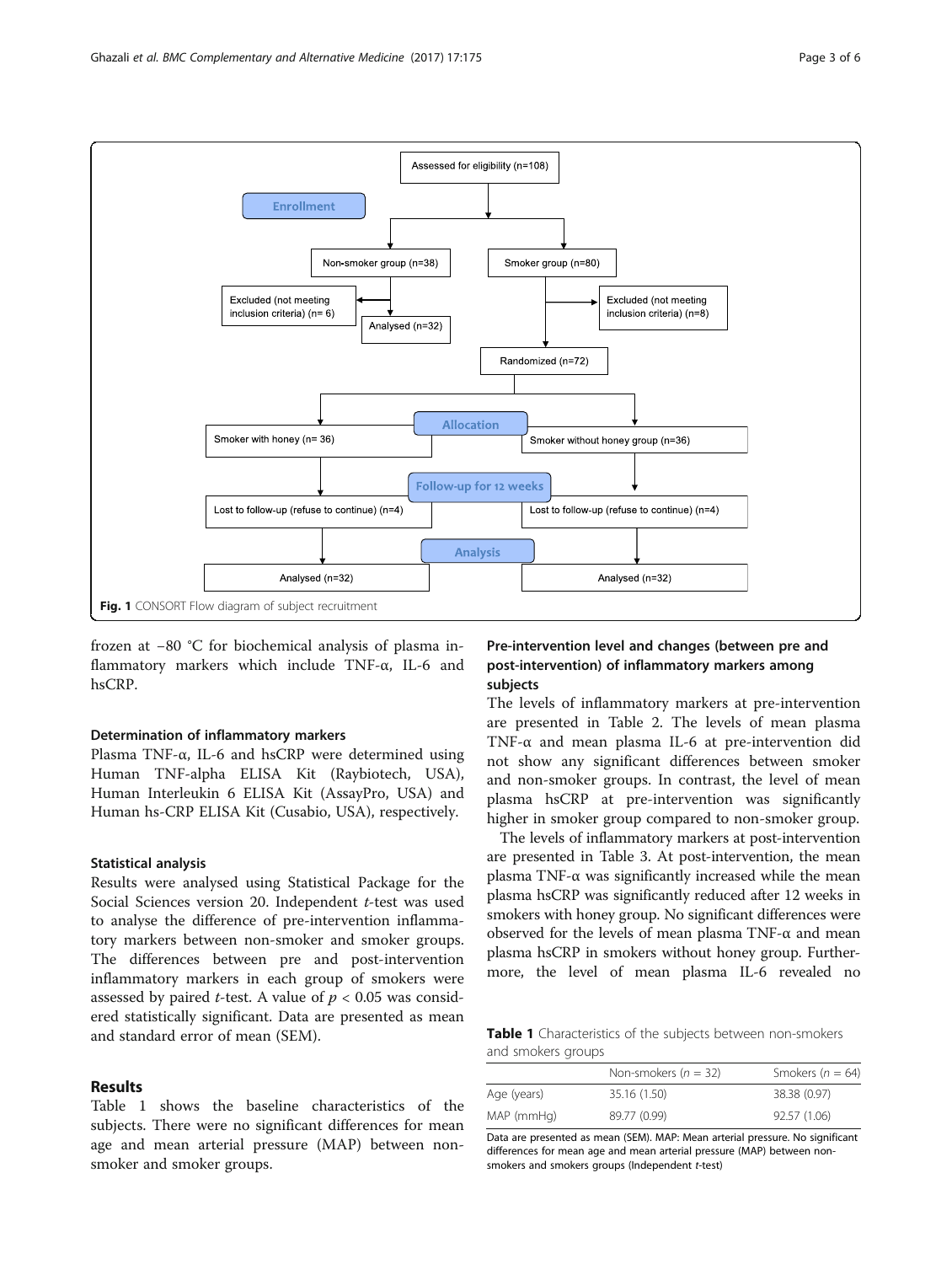Assessed for eligibility (n=108)

Enrollment

Non-smoker group (n=38)

Smoker group (n=80)

Excluded (not meeting inclusion criteria) (n= 6)

Analysed (n=32)

Excluded (not meeting inclusion criteria) (n=8)

Randomized (n=72)

Allocation

Smoker with honey (n= 36)

Smoker without honey group (n=36)

Follow-up for 12 weeks

Lost to follow-up (refuse to continue) (n=4)

Lost to follow-up (refuse to continue) (n=4)

Analysis

Analysed (n=32)

Analysed (n=32)

**Fig. 1** CONSORT Flow diagram of subject recruitment

frozen at −80 °C for biochemical analysis of plasma inflammatory markers which include TNF-α, IL-6 and hsCRP.

### Determination of inflammatory markers

Plasma TNF-α, IL-6 and hsCRP were determined using Human TNF-alpha ELISA Kit (Raybiotech, USA), Human Interleukin 6 ELISA Kit (AssayPro, USA) and Human hs-CRP ELISA Kit (Cusabio, USA), respectively.

### Statistical analysis

Results were analysed using Statistical Package for the Social Sciences version 20. Independent *t*-test was used to analyse the difference of pre-intervention inflammatory markers between non-smoker and smoker groups. The differences between pre and post-intervention inflammatory markers in each group of smokers were assessed by paired *t*-test. A value of $p < 0.05$ was considered statistically significant. Data are presented as mean and standard error of mean (SEM).

## Results

Table 1 shows the baseline characteristics of the subjects. There were no significant differences for mean age and mean arterial pressure (MAP) between non-smoker and smoker groups.

### Pre-intervention level and changes (between pre and post-intervention) of inflammatory markers among subjects

The levels of inflammatory markers at pre-intervention are presented in Table 2. The levels of mean plasma TNF-α and mean plasma IL-6 at pre-intervention did not show any significant differences between smoker and non-smoker groups. In contrast, the level of mean plasma hsCRP at pre-intervention was significantly higher in smoker group compared to non-smoker group.

The levels of inflammatory markers at post-intervention are presented in Table 3. At post-intervention, the mean plasma TNF-α was significantly increased while the mean plasma hsCRP was significantly reduced after 12 weeks in smokers with honey group. No significant differences were observed for the levels of mean plasma TNF-α and mean plasma hsCRP in smokers without honey group. Furthermore, the level of mean plasma IL-6 revealed no

**Table 1** Characteristics of the subjects between non-smokers and smokers groups

| | Non-smokers ($n$ = 32) | Smokers ($n$ = 64) |
|---|---|---|
| Age (years) | 35.16 (1.50) | 38.38 (0.97) |
| MAP (mmHg) | 89.77 (0.99) | 92.57 (1.06) |

Data are presented as mean (SEM). MAP: Mean arterial pressure. No significant differences for mean age and mean arterial pressure (MAP) between non-smokers and smokers groups (Independent *t*-test)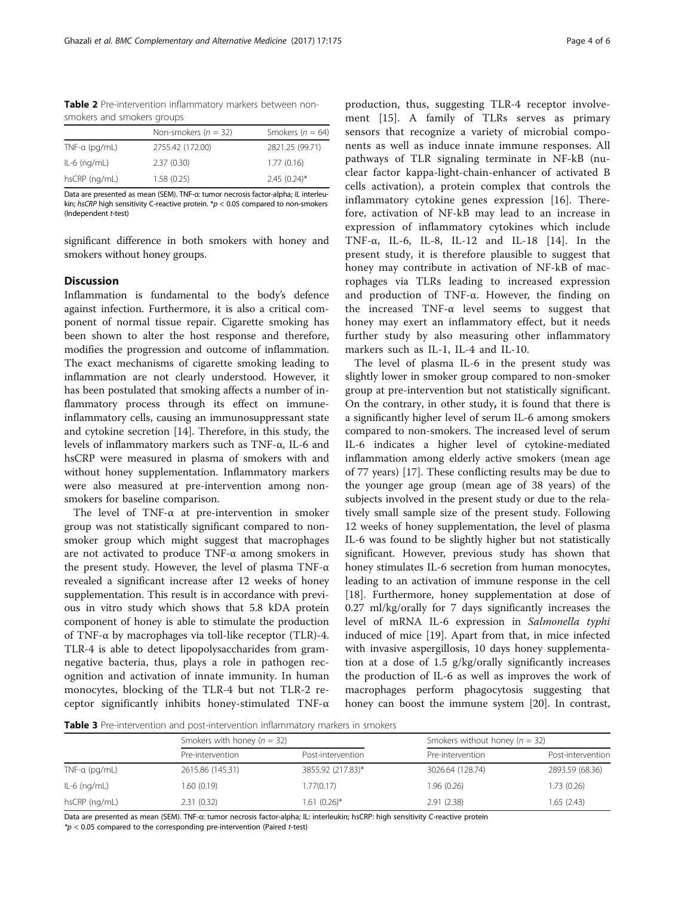**Table 2** Pre-intervention inflammatory markers between non-smokers and smokers groups

| | Non-smokers ($n = 32$) | Smokers ($n = 64$) |
|---|---|---|
| TNF-α (pg/mL) | 2755.42 (172.00) | 2821.25 (99.71) |
| IL-6 (ng/mL) | 2.37 (0.30) | 1.77 (0.16) |
| hsCRP (ng/mL) | 1.58 (0.25) | 2.45 (0.24)* |

Data are presented as mean (SEM). TNF-α: tumor necrosis factor-alpha; *IL* interleukin; *hsCRP* high sensitivity C-reactive protein. *$p < 0.05$ compared to non-smokers (Independent *t*-test)

significant difference in both smokers with honey and smokers without honey groups.

## Discussion

Inflammation is fundamental to the body's defence against infection. Furthermore, it is also a critical component of normal tissue repair. Cigarette smoking has been shown to alter the host response and therefore, modifies the progression and outcome of inflammation. The exact mechanisms of cigarette smoking leading to inflammation are not clearly understood. However, it has been postulated that smoking affects a number of inflammatory process through its effect on immune-inflammatory cells, causing an immunosuppressant state and cytokine secretion [14]. Therefore, in this study, the levels of inflammatory markers such as TNF-α, IL-6 and hsCRP were measured in plasma of smokers with and without honey supplementation. Inflammatory markers were also measured at pre-intervention among non-smokers for baseline comparison.

The level of TNF-α at pre-intervention in smoker group was not statistically significant compared to non-smoker group which might suggest that macrophages are not activated to produce TNF-α among smokers in the present study. However, the level of plasma TNF-α revealed a significant increase after 12 weeks of honey supplementation. This result is in accordance with previous in vitro study which shows that 5.8 kDA protein component of honey is able to stimulate the production of TNF-α by macrophages via toll-like receptor (TLR)-4. TLR-4 is able to detect lipopolysaccharides from gram-negative bacteria, thus, plays a role in pathogen recognition and activation of innate immunity. In human monocytes, blocking of the TLR-4 but not TLR-2 receptor significantly inhibits honey-stimulated TNF-α production, thus, suggesting TLR-4 receptor involvement [15]. A family of TLRs serves as primary sensors that recognize a variety of microbial components as well as induce innate immune responses. All pathways of TLR signaling terminate in NF-kB (nuclear factor kappa-light-chain-enhancer of activated B cells activation), a protein complex that controls the inflammatory cytokine genes expression [16]. Therefore, activation of NF-kB may lead to an increase in expression of inflammatory cytokines which include TNF-α, IL-6, IL-8, IL-12 and IL-18 [14]. In the present study, it is therefore plausible to suggest that honey may contribute in activation of NF-kB of macrophages via TLRs leading to increased expression and production of TNF-α. However, the finding on the increased TNF-α level seems to suggest that honey may exert an inflammatory effect, but it needs further study by also measuring other inflammatory markers such as IL-1, IL-4 and IL-10.

The level of plasma IL-6 in the present study was slightly lower in smoker group compared to non-smoker group at pre-intervention but not statistically significant. On the contrary, in other study, it is found that there is a significantly higher level of serum IL-6 among smokers compared to non-smokers. The increased level of serum IL-6 indicates a higher level of cytokine-mediated inflammation among elderly active smokers (mean age of 77 years) [17]. These conflicting results may be due to the younger age group (mean age of 38 years) of the subjects involved in the present study or due to the relatively small sample size of the present study. Following 12 weeks of honey supplementation, the level of plasma IL-6 was found to be slightly higher but not statistically significant. However, previous study has shown that honey stimulates IL-6 secretion from human monocytes, leading to an activation of immune response in the cell [18]. Furthermore, honey supplementation at dose of 0.27 ml/kg/orally for 7 days significantly increases the level of mRNA IL-6 expression in *Salmonella typhi* induced of mice [19]. Apart from that, in mice infected with invasive aspergillosis, 10 days honey supplementation at a dose of 1.5 g/kg/orally significantly increases the production of IL-6 as well as improves the work of macrophages perform phagocytosis suggesting that honey can boost the immune system [20]. In contrast,

**Table 3** Pre-intervention and post-intervention inflammatory markers in smokers

| | Smokers with honey ($n = 32$) | | Smokers without honey ($n = 32$) | |
|---|---|---|---|---|
| | Pre-intervention | Post-intervention | Pre-intervention | Post-intervention |
| TNF-α (pg/mL) | 2615.86 (145.31) | 3855.92 (217.83)* | 3026.64 (128.74) | 2893.59 (68.36) |
| IL-6 (ng/mL) | 1.60 (0.19) | 1.77(0.17) | 1.96 (0.26) | 1.73 (0.26) |
| hsCRP (ng/mL) | 2.31 (0.32) | 1.61 (0.26)* | 2.91 (2.38) | 1.65 (2.43) |

Data are presented as mean (SEM). TNF-α: tumor necrosis factor-alpha; IL: interleukin; hsCRP: high sensitivity C-reactive protein
*$p < 0.05$ compared to the corresponding pre-intervention (Paired *t*-test)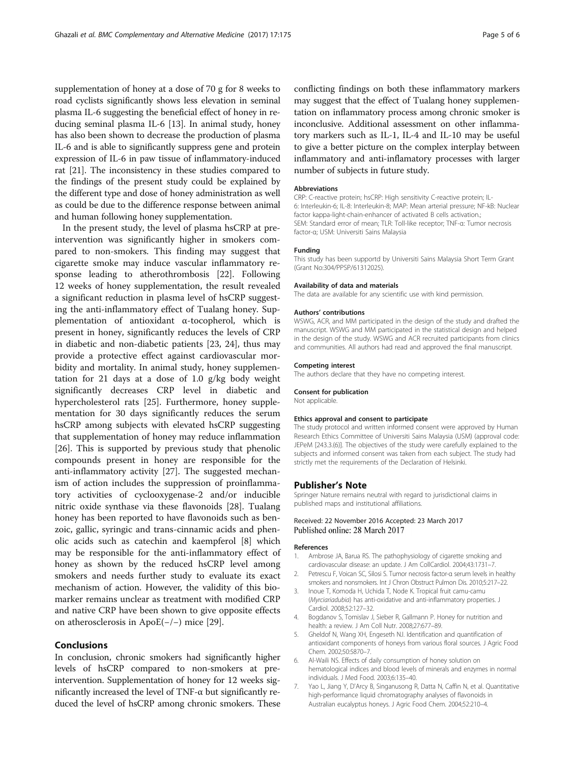supplementation of honey at a dose of 70 g for 8 weeks to road cyclists significantly shows less elevation in seminal plasma IL-6 suggesting the beneficial effect of honey in reducing seminal plasma IL-6 [13]. In animal study, honey has also been shown to decrease the production of plasma IL-6 and is able to significantly suppress gene and protein expression of IL-6 in paw tissue of inflammatory-induced rat [21]. The inconsistency in these studies compared to the findings of the present study could be explained by the different type and dose of honey administration as well as could be due to the difference response between animal and human following honey supplementation.

In the present study, the level of plasma hsCRP at pre-intervention was significantly higher in smokers compared to non-smokers. This finding may suggest that cigarette smoke may induce vascular inflammatory response leading to atherothrombosis [22]. Following 12 weeks of honey supplementation, the result revealed a significant reduction in plasma level of hsCRP suggesting the anti-inflammatory effect of Tualang honey. Supplementation of antioxidant α-tocopherol, which is present in honey, significantly reduces the levels of CRP in diabetic and non-diabetic patients [23, 24], thus may provide a protective effect against cardiovascular morbidity and mortality. In animal study, honey supplementation for 21 days at a dose of 1.0 g/kg body weight significantly decreases CRP level in diabetic and hypercholesterol rats [25]. Furthermore, honey supplementation for 30 days significantly reduces the serum hsCRP among subjects with elevated hsCRP suggesting that supplementation of honey may reduce inflammation [26]. This is supported by previous study that phenolic compounds present in honey are responsible for the anti-inflammatory activity [27]. The suggested mechanism of action includes the suppression of proinflammatory activities of cyclooxygenase-2 and/or inducible nitric oxide synthase via these flavonoids [28]. Tualang honey has been reported to have flavonoids such as benzoic, gallic, syringic and trans-cinnamic acids and phenolic acids such as catechin and kaempferol [8] which may be responsible for the anti-inflammatory effect of honey as shown by the reduced hsCRP level among smokers and needs further study to evaluate its exact mechanism of action. However, the validity of this biomarker remains unclear as treatment with modified CRP and native CRP have been shown to give opposite effects on atherosclerosis in ApoE(−/−) mice [29].

## Conclusions

In conclusion, chronic smokers had significantly higher levels of hsCRP compared to non-smokers at pre-intervention. Supplementation of honey for 12 weeks significantly increased the level of TNF-α but significantly reduced the level of hsCRP among chronic smokers. These conflicting findings on both these inflammatory markers may suggest that the effect of Tualang honey supplementation on inflammatory process among chronic smoker is inconclusive. Additional assessment on other inflammatory markers such as IL-1, IL-4 and IL-10 may be useful to give a better picture on the complex interplay between inflammatory and anti-inflamatory processes with larger number of subjects in future study.

#### Abbreviations

CRP: C-reactive protein; hsCRP: High sensitivity C-reactive protein; IL-6: Interleukin-6; IL-8: Interleukin-8; MAP: Mean arterial pressure; NF-kB: Nuclear factor kappa-light-chain-enhancer of activated B cells activation.; SEM: Standard error of mean; TLR: Toll-like receptor; TNF-α: Tumor necrosis factor-α; USM: Universiti Sains Malaysia

#### Funding

This study has been supportd by Universiti Sains Malaysia Short Term Grant (Grant No:304/PPSP/61312025).

#### Availability of data and materials

The data are available for any scientific use with kind permission.

#### Authors' contributions

WSWG, ACR, and MM participated in the design of the study and drafted the manuscript. WSWG and MM participated in the statistical design and helped in the design of the study. WSWG and ACR recruited participants from clinics and communities. All authors had read and approved the final manuscript.

#### Competing interest

The authors declare that they have no competing interest.

#### Consent for publication

Not applicable.

#### Ethics approval and consent to participate

The study protocol and written informed consent were approved by Human Research Ethics Committee of Universiti Sains Malaysia (USM) (approval code: JEPeM [243.3.(6)]. The objectives of the study were carefully explained to the subjects and informed consent was taken from each subject. The study had strictly met the requirements of the Declaration of Helsinki.

## Publisher's Note

Springer Nature remains neutral with regard to jurisdictional claims in published maps and institutional affiliations.

Received: 22 November 2016 Accepted: 23 March 2017
Published online: 28 March 2017

#### References

1. Ambrose JA, Barua RS. The pathophysiology of cigarette smoking and cardiovascular disease: an update. J Am CollCardiol. 2004;43:1731–7.
2. Petrescu F, Voican SC, Silosi S. Tumor necrosis factor-α serum levels in healthy smokers and nonsmokers. Int J Chron Obstruct Pulmon Dis. 2010;5:217–22.
3. Inoue T, Komoda H, Uchida T, Node K. Tropical fruit camu-camu (*Myrciariadubia*) has anti-oxidative and anti-inflammatory properties. J Cardiol. 2008;52:127–32.
4. Bogdanov S, Tomislav J, Sieber R, Gallmann P. Honey for nutrition and health: a review. J Am Coll Nutr. 2008;27:677–89.
5. Gheldof N, Wang XH, Engeseth NJ. Identification and quantification of antioxidant components of honeys from various floral sources. J Agric Food Chem. 2002;50:5870–7.
6. Al-Waili NS. Effects of daily consumption of honey solution on hematological indices and blood levels of minerals and enzymes in normal individuals. J Med Food. 2003;6:135–40.
7. Yao L, Jiang Y, D'Arcy B, Singanusong R, Datta N, Caffin N, et al. Quantitative high-performance liquid chromatography analyses of flavonoids in Australian eucalyptus honeys. J Agric Food Chem. 2004;52:210–4.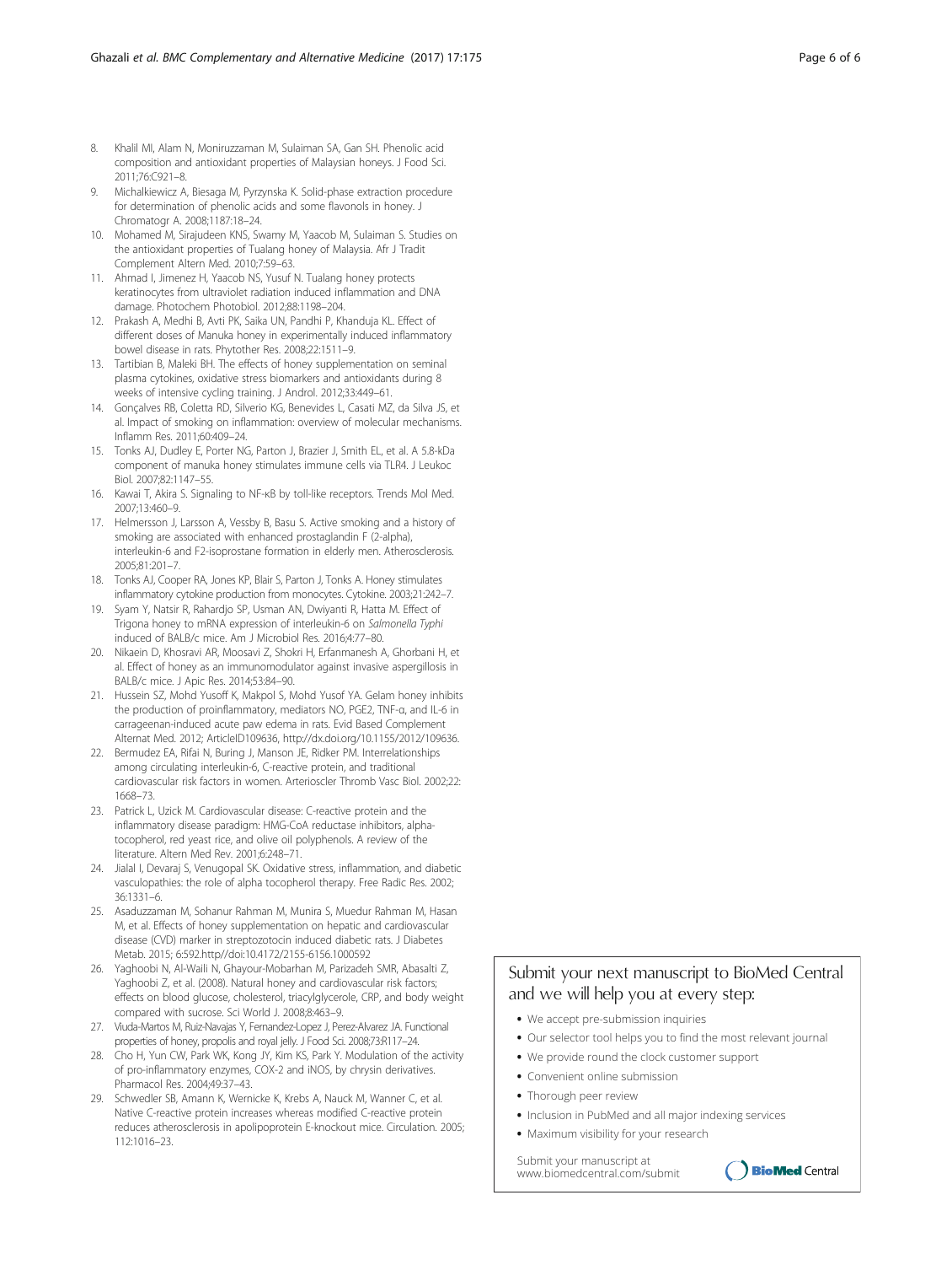8. Khalil MI, Alam N, Moniruzzaman M, Sulaiman SA, Gan SH. Phenolic acid composition and antioxidant properties of Malaysian honeys. J Food Sci. 2011;76:C921–8.
9. Michalkiewicz A, Biesaga M, Pyrzynska K. Solid-phase extraction procedure for determination of phenolic acids and some flavonols in honey. J Chromatogr A. 2008;1187:18–24.
10. Mohamed M, Sirajudeen KNS, Swamy M, Yaacob M, Sulaiman S. Studies on the antioxidant properties of Tualang honey of Malaysia. Afr J Tradit Complement Altern Med. 2010;7:59–63.
11. Ahmad I, Jimenez H, Yaacob NS, Yusuf N. Tualang honey protects keratinocytes from ultraviolet radiation induced inflammation and DNA damage. Photochem Photobiol. 2012;88:1198–204.
12. Prakash A, Medhi B, Avti PK, Saika UN, Pandhi P, Khanduja KL. Effect of different doses of Manuka honey in experimentally induced inflammatory bowel disease in rats. Phytother Res. 2008;22:1511–9.
13. Tartibian B, Maleki BH. The effects of honey supplementation on seminal plasma cytokines, oxidative stress biomarkers and antioxidants during 8 weeks of intensive cycling training. J Androl. 2012;33:449–61.
14. Gonçalves RB, Coletta RD, Silverio KG, Benevides L, Casati MZ, da Silva JS, et al. Impact of smoking on inflammation: overview of molecular mechanisms. Inflamm Res. 2011;60:409–24.
15. Tonks AJ, Dudley E, Porter NG, Parton J, Brazier J, Smith EL, et al. A 5.8-kDa component of manuka honey stimulates immune cells via TLR4. J Leukoc Biol. 2007;82:1147–55.
16. Kawai T, Akira S. Signaling to NF-κB by toll-like receptors. Trends Mol Med. 2007;13:460–9.
17. Helmersson J, Larsson A, Vessby B, Basu S. Active smoking and a history of smoking are associated with enhanced prostaglandin F (2-alpha), interleukin-6 and F2-isoprostane formation in elderly men. Atherosclerosis. 2005;81:201–7.
18. Tonks AJ, Cooper RA, Jones KP, Blair S, Parton J, Tonks A. Honey stimulates inflammatory cytokine production from monocytes. Cytokine. 2003;21:242–7.
19. Syam Y, Natsir R, Rahardjo SP, Usman AN, Dwiyanti R, Hatta M. Effect of Trigona honey to mRNA expression of interleukin-6 on *Salmonella Typhi* induced of BALB/c mice. Am J Microbiol Res. 2016;4:77–80.
20. Nikaein D, Khosravi AR, Moosavi Z, Shokri H, Erfanmanesh A, Ghorbani H, et al. Effect of honey as an immunomodulator against invasive aspergillosis in BALB/c mice. J Apic Res. 2014;53:84–90.
21. Hussein SZ, Mohd Yusoff K, Makpol S, Mohd Yusof YA. Gelam honey inhibits the production of proinflammatory, mediators NO, PGE2, TNF-α, and IL-6 in carrageenan-induced acute paw edema in rats. Evid Based Complement Alternat Med. 2012; ArticleID109636, http://dx.doi.org/10.1155/2012/109636.
22. Bermudez EA, Rifai N, Buring J, Manson JE, Ridker PM. Interrelationships among circulating interleukin-6, C-reactive protein, and traditional cardiovascular risk factors in women. Arterioscler Thromb Vasc Biol. 2002;22:1668–73.
23. Patrick L, Uzick M. Cardiovascular disease: C-reactive protein and the inflammatory disease paradigm: HMG-CoA reductase inhibitors, alpha-tocopherol, red yeast rice, and olive oil polyphenols. A review of the literature. Altern Med Rev. 2001;6:248–71.
24. Jialal I, Devaraj S, Venugopal SK. Oxidative stress, inflammation, and diabetic vasculopathies: the role of alpha tocopherol therapy. Free Radic Res. 2002;36:1331–6.
25. Asaduzzaman M, Sohanur Rahman M, Munira S, Muedur Rahman M, Hasan M, et al. Effects of honey supplementation on hepatic and cardiovascular disease (CVD) marker in streptozotocin induced diabetic rats. J Diabetes Metab. 2015; 6:592.http//doi:10.4172/2155-6156.1000592
26. Yaghoobi N, Al-Waili N, Ghayour-Mobarhan M, Parizadeh SMR, Abasalti Z, Yaghoobi Z, et al. (2008). Natural honey and cardiovascular risk factors; effects on blood glucose, cholesterol, triacylglycerole, CRP, and body weight compared with sucrose. Sci World J. 2008;8:463–9.
27. Viuda-Martos M, Ruiz-Navajas Y, Fernandez-Lopez J, Perez-Alvarez JA. Functional properties of honey, propolis and royal jelly. J Food Sci. 2008;73:R117–24.
28. Cho H, Yun CW, Park WK, Kong JY, Kim KS, Park Y. Modulation of the activity of pro-inflammatory enzymes, COX-2 and iNOS, by chrysin derivatives. Pharmacol Res. 2004;49:37–43.
29. Schwedler SB, Amann K, Wernicke K, Krebs A, Nauck M, Wanner C, et al. Native C-reactive protein increases whereas modified C-reactive protein reduces atherosclerosis in apolipoprotein E-knockout mice. Circulation. 2005;112:1016–23.

Submit your next manuscript to BioMed Central and we will help you at every step:

- We accept pre-submission inquiries
- Our selector tool helps you to find the most relevant journal
- We provide round the clock customer support
- Convenient online submission
- Thorough peer review
- Inclusion in PubMed and all major indexing services
- Maximum visibility for your research

Submit your manuscript at www.biomedcentral.com/submit

BioMed Central